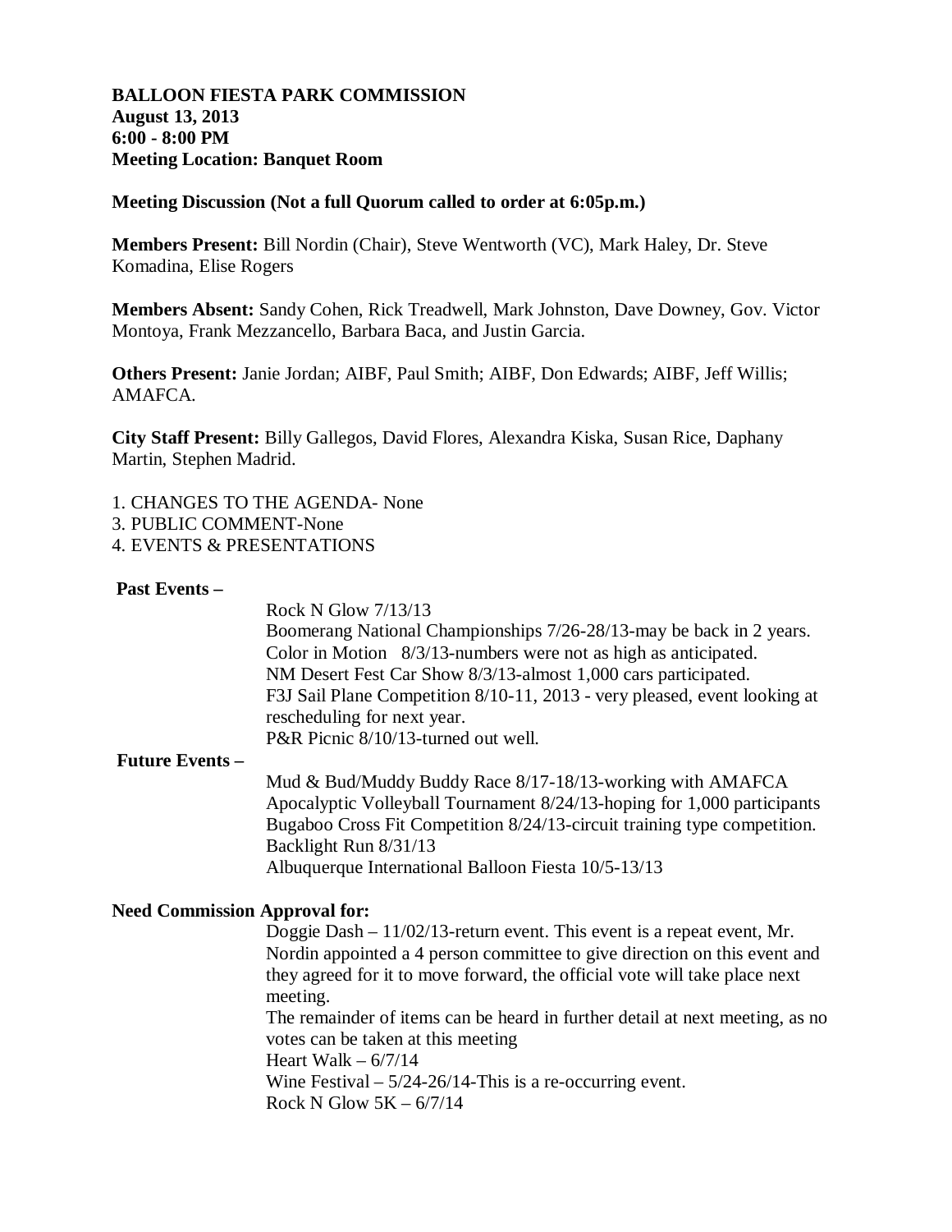**BALLOON FIESTA PARK COMMISSION**
**August 13, 2013**
**6:00 - 8:00 PM**
**Meeting Location: Banquet Room**

**Meeting Discussion (Not a full Quorum called to order at 6:05p.m.)**

**Members Present:** Bill Nordin (Chair), Steve Wentworth (VC), Mark Haley, Dr. Steve Komadina, Elise Rogers

**Members Absent:** Sandy Cohen, Rick Treadwell, Mark Johnston, Dave Downey, Gov. Victor Montoya, Frank Mezzancello, Barbara Baca, and Justin Garcia.

**Others Present:** Janie Jordan; AIBF, Paul Smith; AIBF, Don Edwards; AIBF, Jeff Willis; AMAFCA.

**City Staff Present:** Billy Gallegos, David Flores, Alexandra Kiska, Susan Rice, Daphany Martin, Stephen Madrid.

1. CHANGES TO THE AGENDA- None
3. PUBLIC COMMENT-None
4. EVENTS & PRESENTATIONS

**Past Events –**

- Rock N Glow 7/13/13
- Boomerang National Championships 7/26-28/13-may be back in 2 years.
- Color in Motion 8/3/13-numbers were not as high as anticipated.
- NM Desert Fest Car Show 8/3/13-almost 1,000 cars participated.
- F3J Sail Plane Competition 8/10-11, 2013 - very pleased, event looking at rescheduling for next year.
- P&R Picnic 8/10/13-turned out well.

**Future Events –**

- Mud & Bud/Muddy Buddy Race 8/17-18/13-working with AMAFCA
- Apocalyptic Volleyball Tournament 8/24/13-hoping for 1,000 participants
- Bugaboo Cross Fit Competition 8/24/13-circuit training type competition.
- Backlight Run 8/31/13
- Albuquerque International Balloon Fiesta 10/5-13/13

**Need Commission Approval for:**

Doggie Dash – 11/02/13-return event. This event is a repeat event, Mr. Nordin appointed a 4 person committee to give direction on this event and they agreed for it to move forward, the official vote will take place next meeting.

The remainder of items can be heard in further detail at next meeting, as no votes can be taken at this meeting

- Heart Walk – 6/7/14
- Wine Festival – 5/24-26/14-This is a re-occurring event.
- Rock N Glow 5K – 6/7/14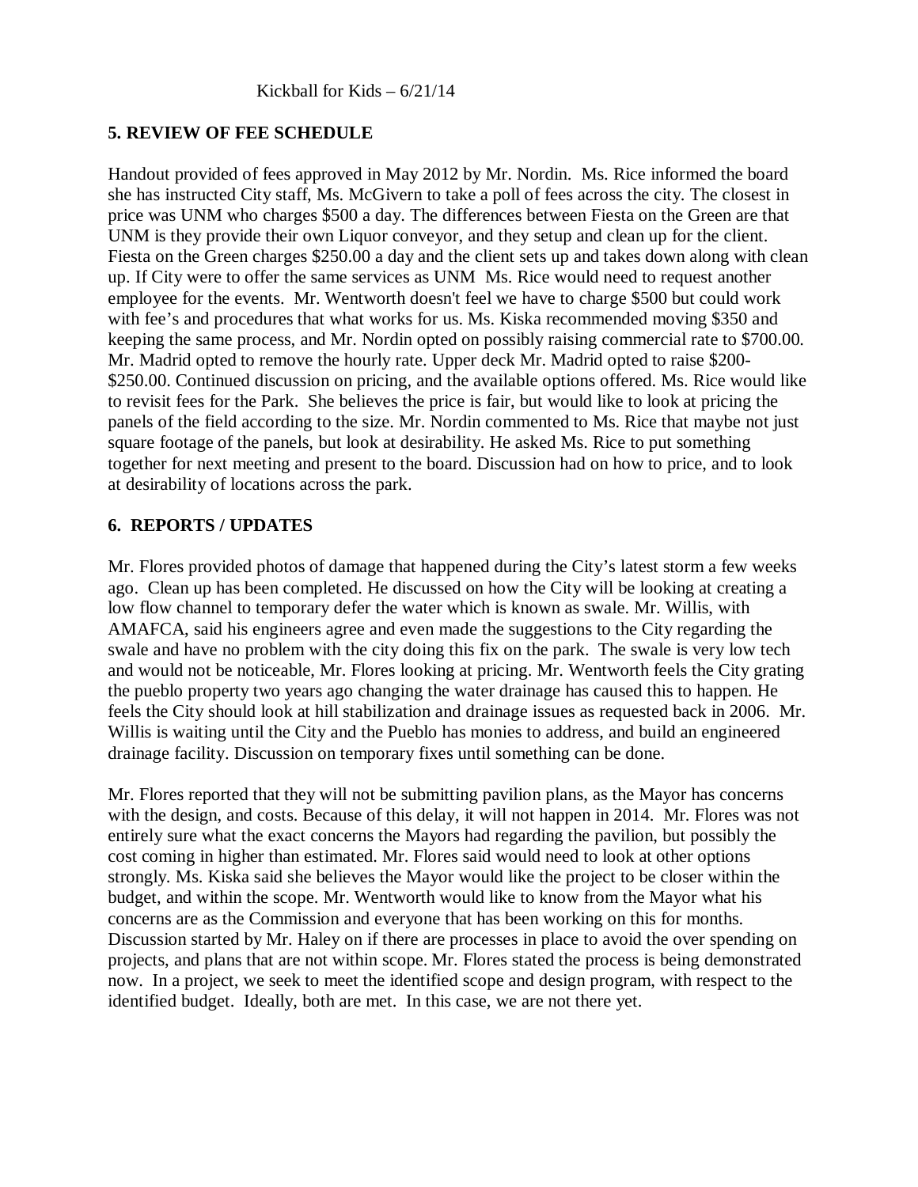Kickball for Kids – 6/21/14

## 5. REVIEW OF FEE SCHEDULE

Handout provided of fees approved in May 2012 by Mr. Nordin. Ms. Rice informed the board she has instructed City staff, Ms. McGivern to take a poll of fees across the city. The closest in price was UNM who charges $500 a day. The differences between Fiesta on the Green are that UNM is they provide their own Liquor conveyor, and they setup and clean up for the client. Fiesta on the Green charges $250.00 a day and the client sets up and takes down along with clean up. If City were to offer the same services as UNM Ms. Rice would need to request another employee for the events. Mr. Wentworth doesn't feel we have to charge $500 but could work with fee's and procedures that what works for us. Ms. Kiska recommended moving $350 and keeping the same process, and Mr. Nordin opted on possibly raising commercial rate to $700.00. Mr. Madrid opted to remove the hourly rate. Upper deck Mr. Madrid opted to raise $200-$250.00. Continued discussion on pricing, and the available options offered. Ms. Rice would like to revisit fees for the Park. She believes the price is fair, but would like to look at pricing the panels of the field according to the size. Mr. Nordin commented to Ms. Rice that maybe not just square footage of the panels, but look at desirability. He asked Ms. Rice to put something together for next meeting and present to the board. Discussion had on how to price, and to look at desirability of locations across the park.

## 6. REPORTS / UPDATES

Mr. Flores provided photos of damage that happened during the City's latest storm a few weeks ago. Clean up has been completed. He discussed on how the City will be looking at creating a low flow channel to temporary defer the water which is known as swale. Mr. Willis, with AMAFCA, said his engineers agree and even made the suggestions to the City regarding the swale and have no problem with the city doing this fix on the park. The swale is very low tech and would not be noticeable, Mr. Flores looking at pricing. Mr. Wentworth feels the City grating the pueblo property two years ago changing the water drainage has caused this to happen. He feels the City should look at hill stabilization and drainage issues as requested back in 2006. Mr. Willis is waiting until the City and the Pueblo has monies to address, and build an engineered drainage facility. Discussion on temporary fixes until something can be done.

Mr. Flores reported that they will not be submitting pavilion plans, as the Mayor has concerns with the design, and costs. Because of this delay, it will not happen in 2014. Mr. Flores was not entirely sure what the exact concerns the Mayors had regarding the pavilion, but possibly the cost coming in higher than estimated. Mr. Flores said would need to look at other options strongly. Ms. Kiska said she believes the Mayor would like the project to be closer within the budget, and within the scope. Mr. Wentworth would like to know from the Mayor what his concerns are as the Commission and everyone that has been working on this for months. Discussion started by Mr. Haley on if there are processes in place to avoid the over spending on projects, and plans that are not within scope. Mr. Flores stated the process is being demonstrated now. In a project, we seek to meet the identified scope and design program, with respect to the identified budget. Ideally, both are met. In this case, we are not there yet.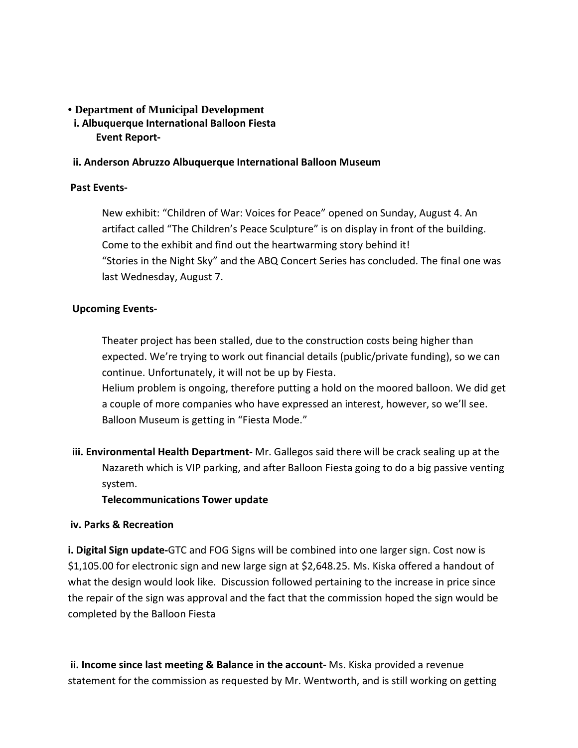• **Department of Municipal Development**

**i. Albuquerque International Balloon Fiesta**

**Event Report-**

**ii. Anderson Abruzzo Albuquerque International Balloon Museum**

**Past Events-**

New exhibit: "Children of War: Voices for Peace" opened on Sunday, August 4. An artifact called "The Children's Peace Sculpture" is on display in front of the building. Come to the exhibit and find out the heartwarming story behind it!
"Stories in the Night Sky" and the ABQ Concert Series has concluded. The final one was last Wednesday, August 7.

**Upcoming Events-**

Theater project has been stalled, due to the construction costs being higher than expected. We're trying to work out financial details (public/private funding), so we can continue. Unfortunately, it will not be up by Fiesta.
Helium problem is ongoing, therefore putting a hold on the moored balloon. We did get a couple of more companies who have expressed an interest, however, so we'll see.
Balloon Museum is getting in "Fiesta Mode."

**iii. Environmental Health Department-** Mr. Gallegos said there will be crack sealing up at the Nazareth which is VIP parking, and after Balloon Fiesta going to do a big passive venting system.

**Telecommunications Tower update**

**iv. Parks & Recreation**

**i. Digital Sign update-**GTC and FOG Signs will be combined into one larger sign. Cost now is $1,105.00 for electronic sign and new large sign at $2,648.25. Ms. Kiska offered a handout of what the design would look like. Discussion followed pertaining to the increase in price since the repair of the sign was approval and the fact that the commission hoped the sign would be completed by the Balloon Fiesta

**ii. Income since last meeting & Balance in the account-** Ms. Kiska provided a revenue statement for the commission as requested by Mr. Wentworth, and is still working on getting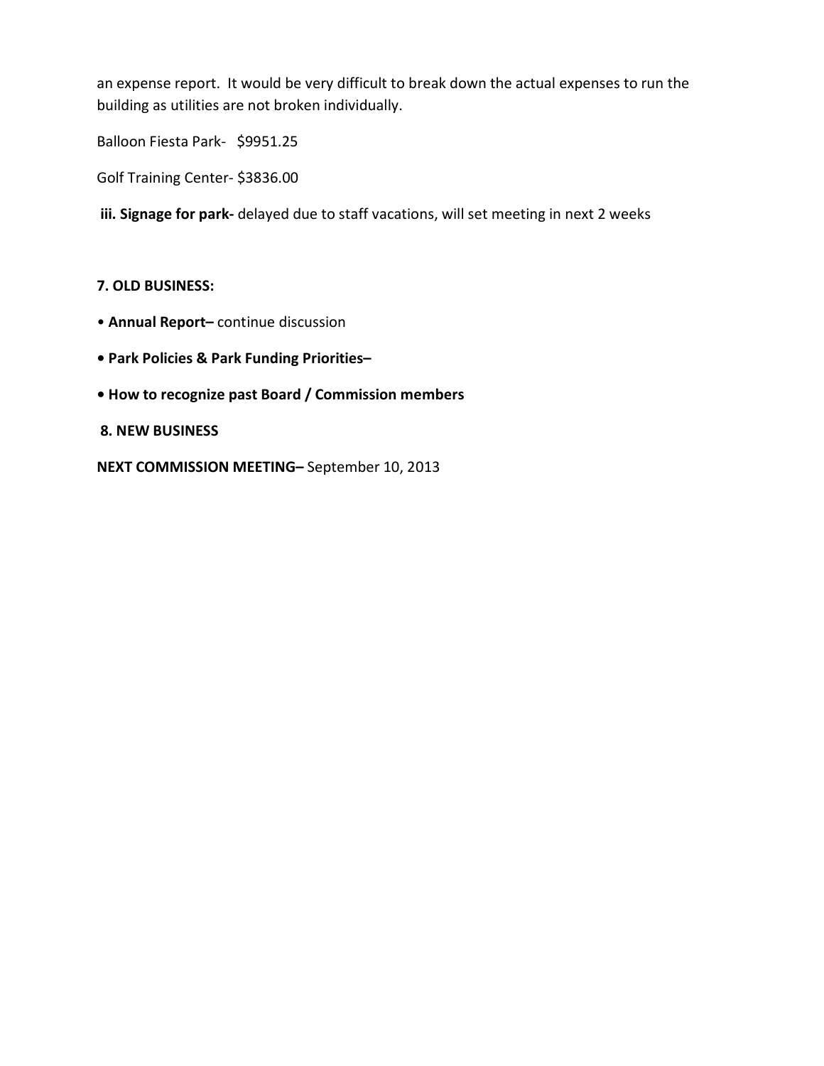an expense report. It would be very difficult to break down the actual expenses to run the building as utilities are not broken individually.

Balloon Fiesta Park- $9951.25

Golf Training Center- $3836.00

**iii. Signage for park-** delayed due to staff vacations, will set meeting in next 2 weeks

**7. OLD BUSINESS:**

- **Annual Report–** continue discussion
- **Park Policies & Park Funding Priorities–**
- **How to recognize past Board / Commission members**

**8. NEW BUSINESS**

**NEXT COMMISSION MEETING–** September 10, 2013